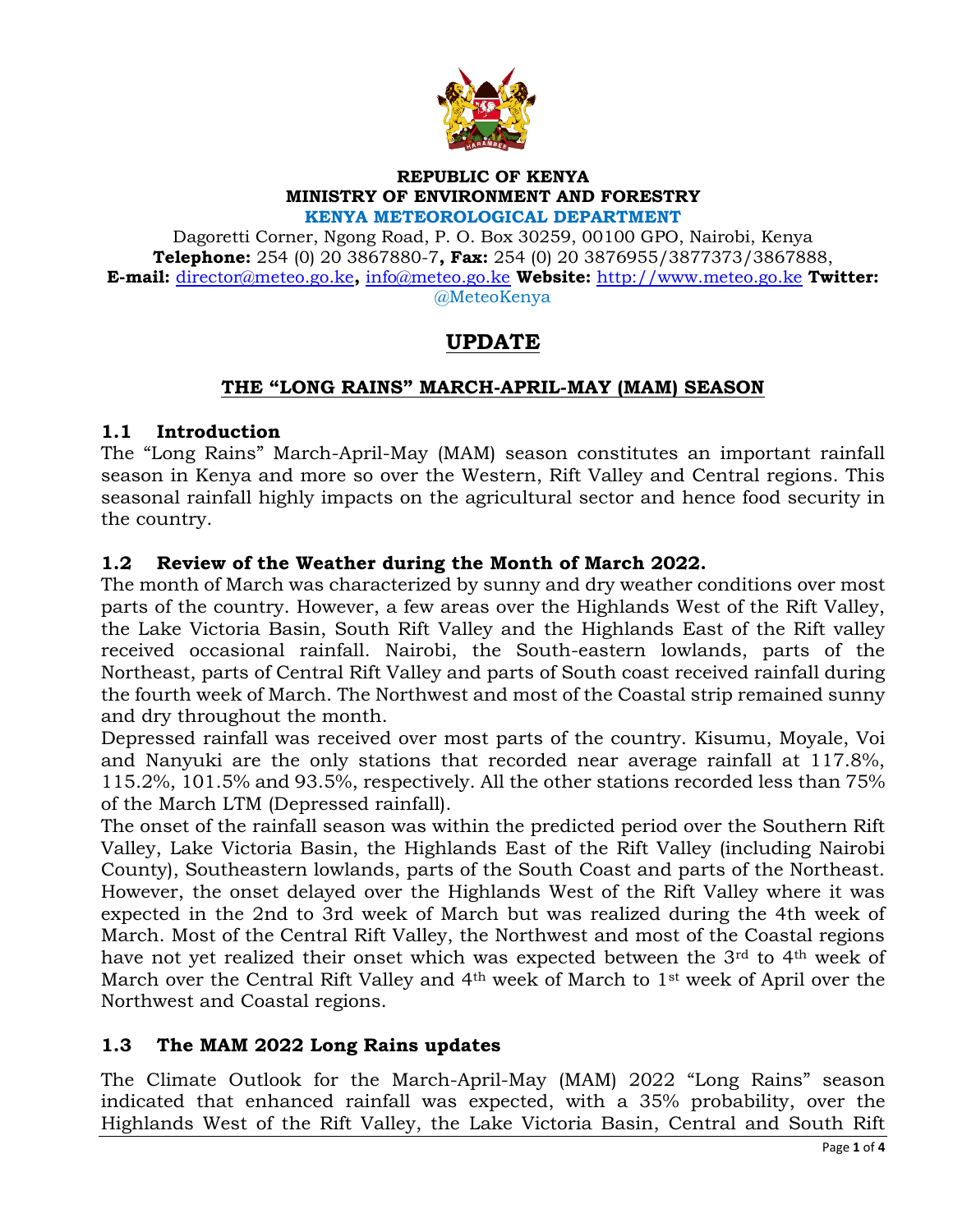**REPUBLIC OF KENYA**
**MINISTRY OF ENVIRONMENT AND FORESTRY**
**KENYA METEOROLOGICAL DEPARTMENT**

Dagoretti Corner, Ngong Road, P. O. Box 30259, 00100 GPO, Nairobi, Kenya
**Telephone:** 254 (0) 20 3867880-7**, Fax:** 254 (0) 20 3876955/3877373/3867888,
**E-mail:** director@meteo.go.ke**,** info@meteo.go.ke **Website:** http://www.meteo.go.ke **Twitter:** @MeteoKenya

# UPDATE

## THE "LONG RAINS" MARCH-APRIL-MAY (MAM) SEASON

### 1.1 Introduction

The "Long Rains" March-April-May (MAM) season constitutes an important rainfall season in Kenya and more so over the Western, Rift Valley and Central regions. This seasonal rainfall highly impacts on the agricultural sector and hence food security in the country.

### 1.2 Review of the Weather during the Month of March 2022.

The month of March was characterized by sunny and dry weather conditions over most parts of the country. However, a few areas over the Highlands West of the Rift Valley, the Lake Victoria Basin, South Rift Valley and the Highlands East of the Rift valley received occasional rainfall. Nairobi, the South-eastern lowlands, parts of the Northeast, parts of Central Rift Valley and parts of South coast received rainfall during the fourth week of March. The Northwest and most of the Coastal strip remained sunny and dry throughout the month.

Depressed rainfall was received over most parts of the country. Kisumu, Moyale, Voi and Nanyuki are the only stations that recorded near average rainfall at 117.8%, 115.2%, 101.5% and 93.5%, respectively. All the other stations recorded less than 75% of the March LTM (Depressed rainfall).

The onset of the rainfall season was within the predicted period over the Southern Rift Valley, Lake Victoria Basin, the Highlands East of the Rift Valley (including Nairobi County), Southeastern lowlands, parts of the South Coast and parts of the Northeast. However, the onset delayed over the Highlands West of the Rift Valley where it was expected in the 2nd to 3rd week of March but was realized during the 4th week of March. Most of the Central Rift Valley, the Northwest and most of the Coastal regions have not yet realized their onset which was expected between the 3rd to 4th week of March over the Central Rift Valley and 4th week of March to 1st week of April over the Northwest and Coastal regions.

### 1.3 The MAM 2022 Long Rains updates

The Climate Outlook for the March-April-May (MAM) 2022 "Long Rains" season indicated that enhanced rainfall was expected, with a 35% probability, over the Highlands West of the Rift Valley, the Lake Victoria Basin, Central and South Rift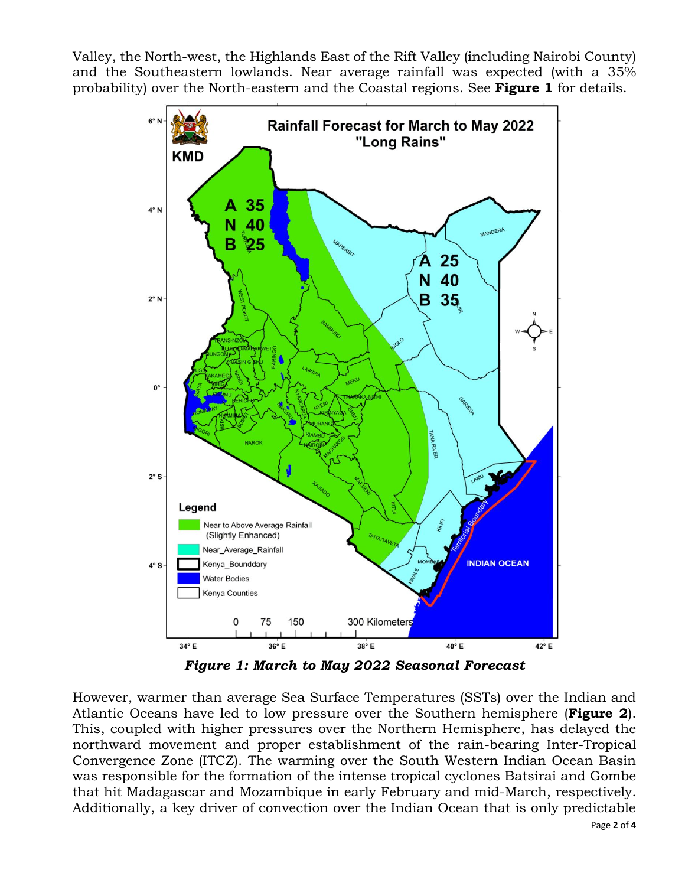Valley, the North-west, the Highlands East of the Rift Valley (including Nairobi County) and the Southeastern lowlands. Near average rainfall was expected (with a 35% probability) over the North-eastern and the Coastal regions. See **Figure 1** for details.

***Figure 1: March to May 2022 Seasonal Forecast***

However, warmer than average Sea Surface Temperatures (SSTs) over the Indian and Atlantic Oceans have led to low pressure over the Southern hemisphere (**Figure 2**). This, coupled with higher pressures over the Northern Hemisphere, has delayed the northward movement and proper establishment of the rain-bearing Inter-Tropical Convergence Zone (ITCZ). The warming over the South Western Indian Ocean Basin was responsible for the formation of the intense tropical cyclones Batsirai and Gombe that hit Madagascar and Mozambique in early February and mid-March, respectively. Additionally, a key driver of convection over the Indian Ocean that is only predictable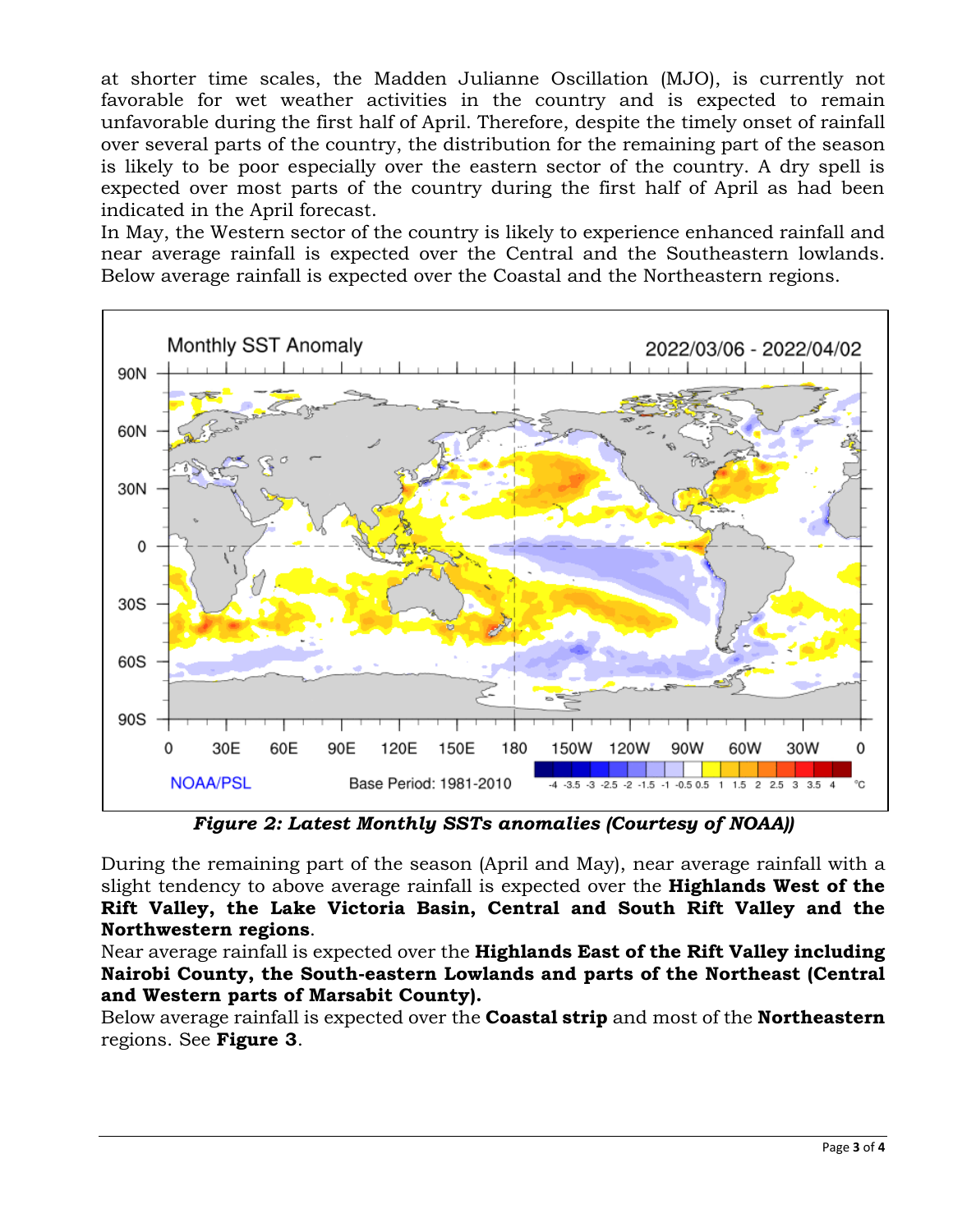at shorter time scales, the Madden Julianne Oscillation (MJO), is currently not favorable for wet weather activities in the country and is expected to remain unfavorable during the first half of April. Therefore, despite the timely onset of rainfall over several parts of the country, the distribution for the remaining part of the season is likely to be poor especially over the eastern sector of the country. A dry spell is expected over most parts of the country during the first half of April as had been indicated in the April forecast.

In May, the Western sector of the country is likely to experience enhanced rainfall and near average rainfall is expected over the Central and the Southeastern lowlands. Below average rainfall is expected over the Coastal and the Northeastern regions.

***Figure 2: Latest Monthly SSTs anomalies (Courtesy of NOAA))***

During the remaining part of the season (April and May), near average rainfall with a slight tendency to above average rainfall is expected over the **Highlands West of the Rift Valley, the Lake Victoria Basin, Central and South Rift Valley and the Northwestern regions**.

Near average rainfall is expected over the **Highlands East of the Rift Valley including Nairobi County, the South-eastern Lowlands and parts of the Northeast (Central and Western parts of Marsabit County).**

Below average rainfall is expected over the **Coastal strip** and most of the **Northeastern** regions. See **Figure 3**.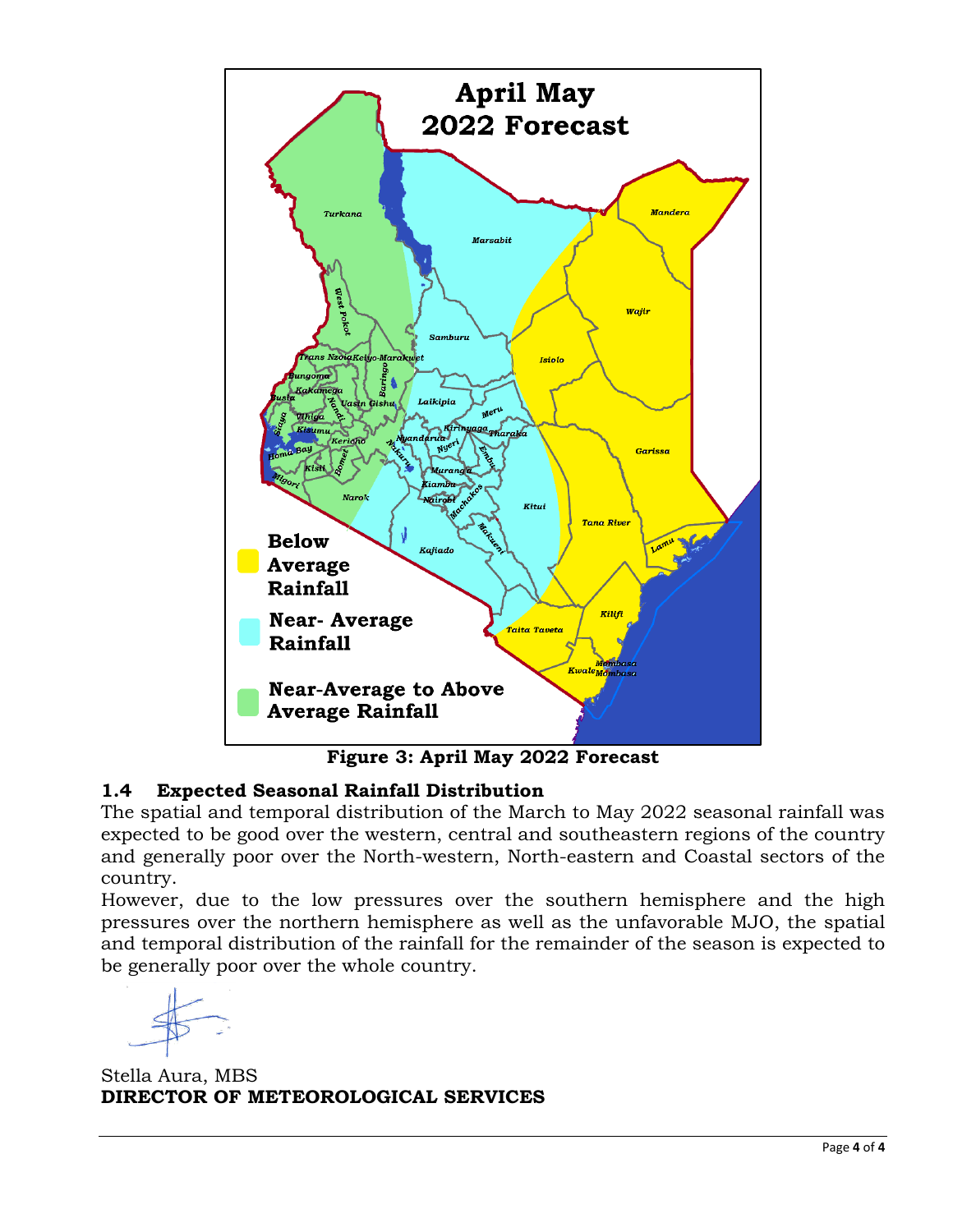April May
2022 Forecast

Turkana
Marsabit
Mandera
Wajir
West Pokot
Samburu
Isiolo
Trans Nzoia
Keiyo-Marakwet
Bungoma
Baringo
Kakamega
Busia
Uasin Gishu
Laikipia
Meru
Vihiga
Nandi
Siaya
Kisumu
Kirinyaga
Tharaka
Kericho
Nyandarua
Nyeri
Garissa
Homa Bay
Nakuru
Embu
Bomet
Murang'a
Kisii
Migori
Kiambu
Narok
Nairobi
Machakos
Kitui
Tana River
Makueni
Lamu
Kajiado
Kilifi
Taita Taveta
Mombasa
Kwale
Mombasa

Below Average Rainfall

Near- Average Rainfall

Near-Average to Above Average Rainfall

**Figure 3: April May 2022 Forecast**

## 1.4 Expected Seasonal Rainfall Distribution

The spatial and temporal distribution of the March to May 2022 seasonal rainfall was expected to be good over the western, central and southeastern regions of the country and generally poor over the North-western, North-eastern and Coastal sectors of the country.

However, due to the low pressures over the southern hemisphere and the high pressures over the northern hemisphere as well as the unfavorable MJO, the spatial and temporal distribution of the rainfall for the remainder of the season is expected to be generally poor over the whole country.

Stella Aura, MBS
**DIRECTOR OF METEOROLOGICAL SERVICES**